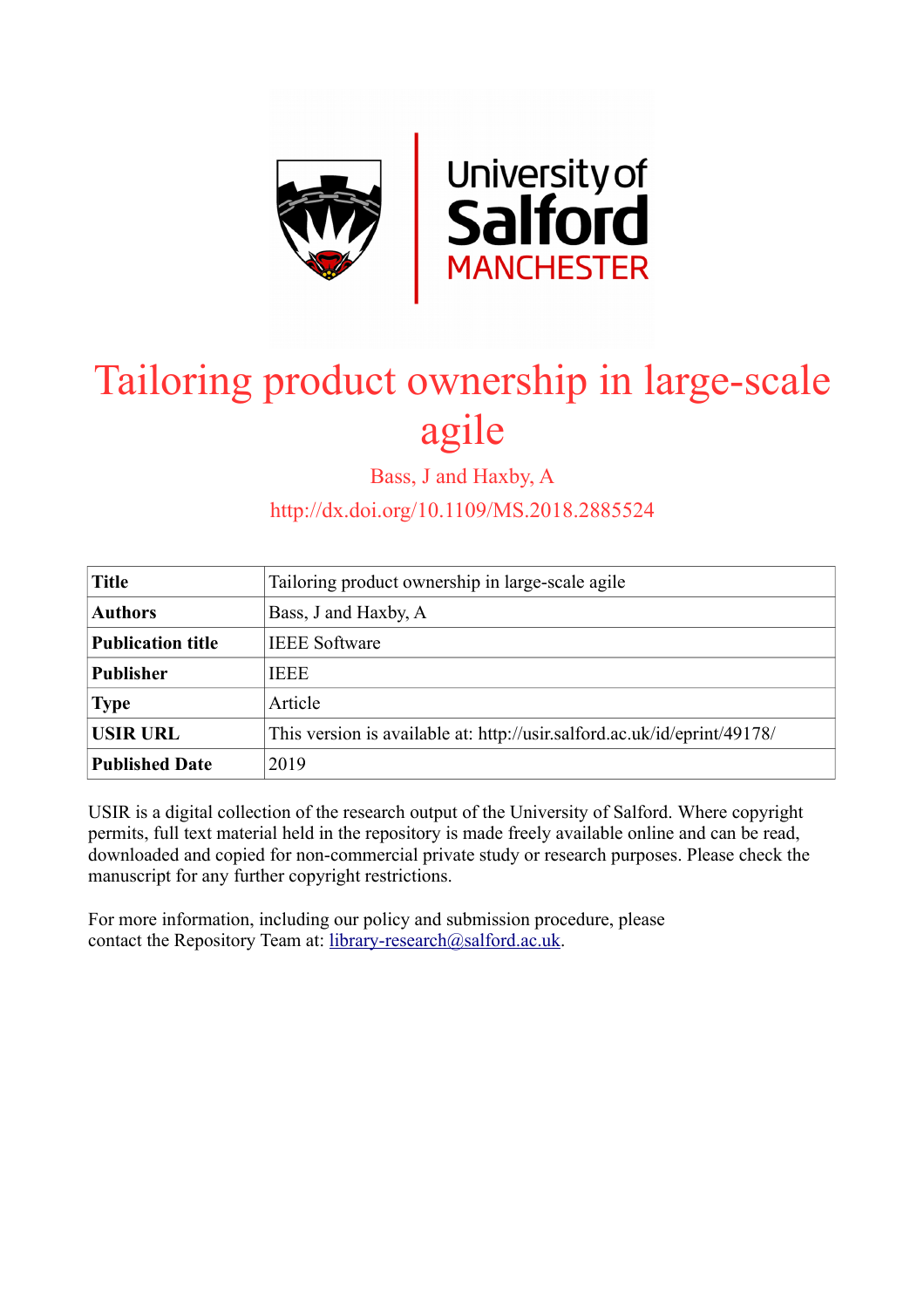# Tailoring product ownership in large-scale agile

Bass, J and Haxby, A

http://dx.doi.org/10.1109/MS.2018.2885524

| | |
|---|---|
| **Title** | Tailoring product ownership in large-scale agile |
| **Authors** | Bass, J and Haxby, A |
| **Publication title** | IEEE Software |
| **Publisher** | IEEE |
| **Type** | Article |
| **USIR URL** | This version is available at: http://usir.salford.ac.uk/id/eprint/49178/ |
| **Published Date** | 2019 |

USIR is a digital collection of the research output of the University of Salford. Where copyright permits, full text material held in the repository is made freely available online and can be read, downloaded and copied for non-commercial private study or research purposes. Please check the manuscript for any further copyright restrictions.

For more information, including our policy and submission procedure, please contact the Repository Team at: library-research@salford.ac.uk.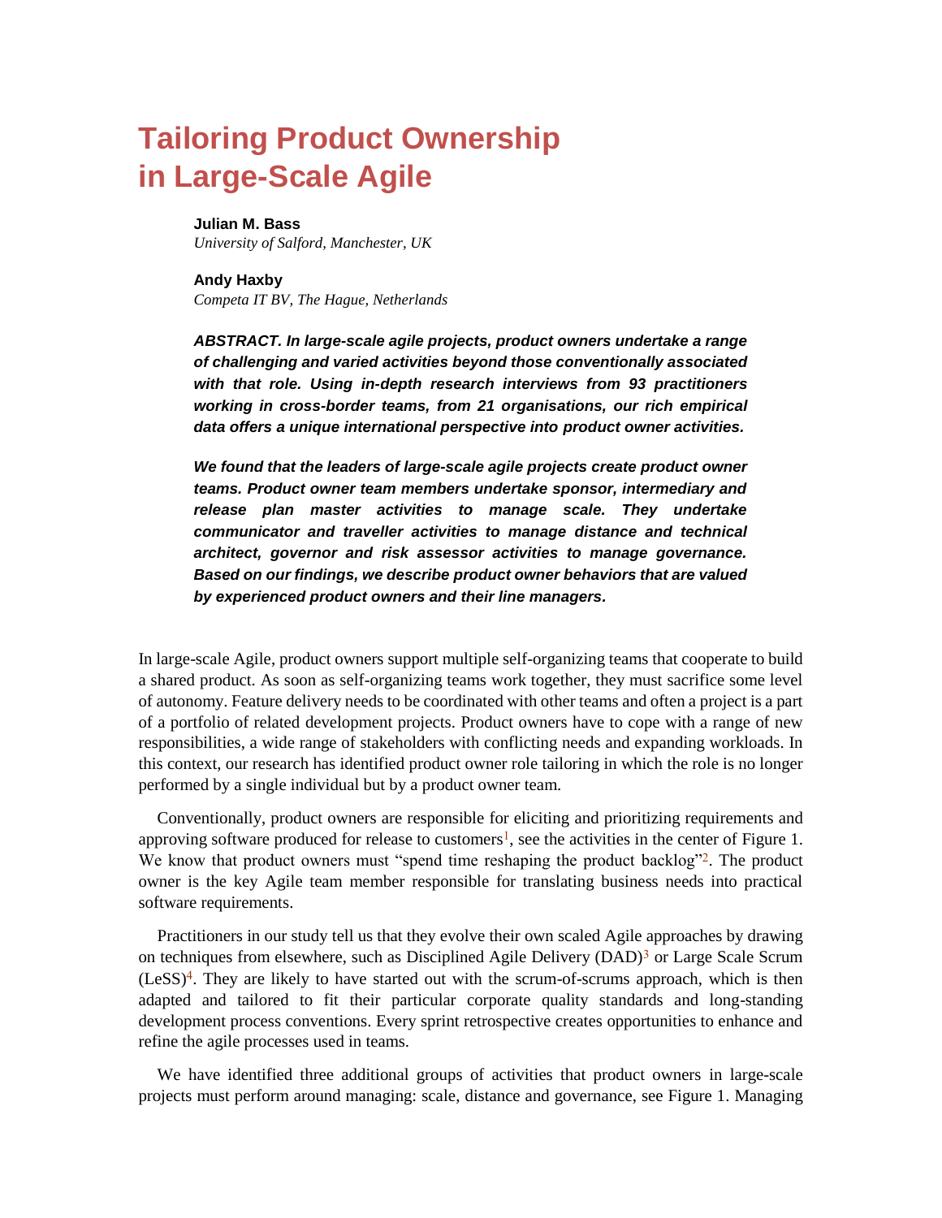# Tailoring Product Ownership in Large-Scale Agile

**Julian M. Bass**
*University of Salford, Manchester, UK*

**Andy Haxby**
*Competa IT BV, The Hague, Netherlands*

***ABSTRACT. In large-scale agile projects, product owners undertake a range of challenging and varied activities beyond those conventionally associated with that role. Using in-depth research interviews from 93 practitioners working in cross-border teams, from 21 organisations, our rich empirical data offers a unique international perspective into product owner activities.***

***We found that the leaders of large-scale agile projects create product owner teams. Product owner team members undertake sponsor, intermediary and release plan master activities to manage scale. They undertake communicator and traveller activities to manage distance and technical architect, governor and risk assessor activities to manage governance. Based on our findings, we describe product owner behaviors that are valued by experienced product owners and their line managers.***

In large-scale Agile, product owners support multiple self-organizing teams that cooperate to build a shared product. As soon as self-organizing teams work together, they must sacrifice some level of autonomy. Feature delivery needs to be coordinated with other teams and often a project is a part of a portfolio of related development projects. Product owners have to cope with a range of new responsibilities, a wide range of stakeholders with conflicting needs and expanding workloads. In this context, our research has identified product owner role tailoring in which the role is no longer performed by a single individual but by a product owner team.

Conventionally, product owners are responsible for eliciting and prioritizing requirements and approving software produced for release to customers[1], see the activities in the center of Figure 1. We know that product owners must "spend time reshaping the product backlog"[2]. The product owner is the key Agile team member responsible for translating business needs into practical software requirements.

Practitioners in our study tell us that they evolve their own scaled Agile approaches by drawing on techniques from elsewhere, such as Disciplined Agile Delivery (DAD)[3] or Large Scale Scrum (LeSS)[4]. They are likely to have started out with the scrum-of-scrums approach, which is then adapted and tailored to fit their particular corporate quality standards and long-standing development process conventions. Every sprint retrospective creates opportunities to enhance and refine the agile processes used in teams.

We have identified three additional groups of activities that product owners in large-scale projects must perform around managing: scale, distance and governance, see Figure 1. Managing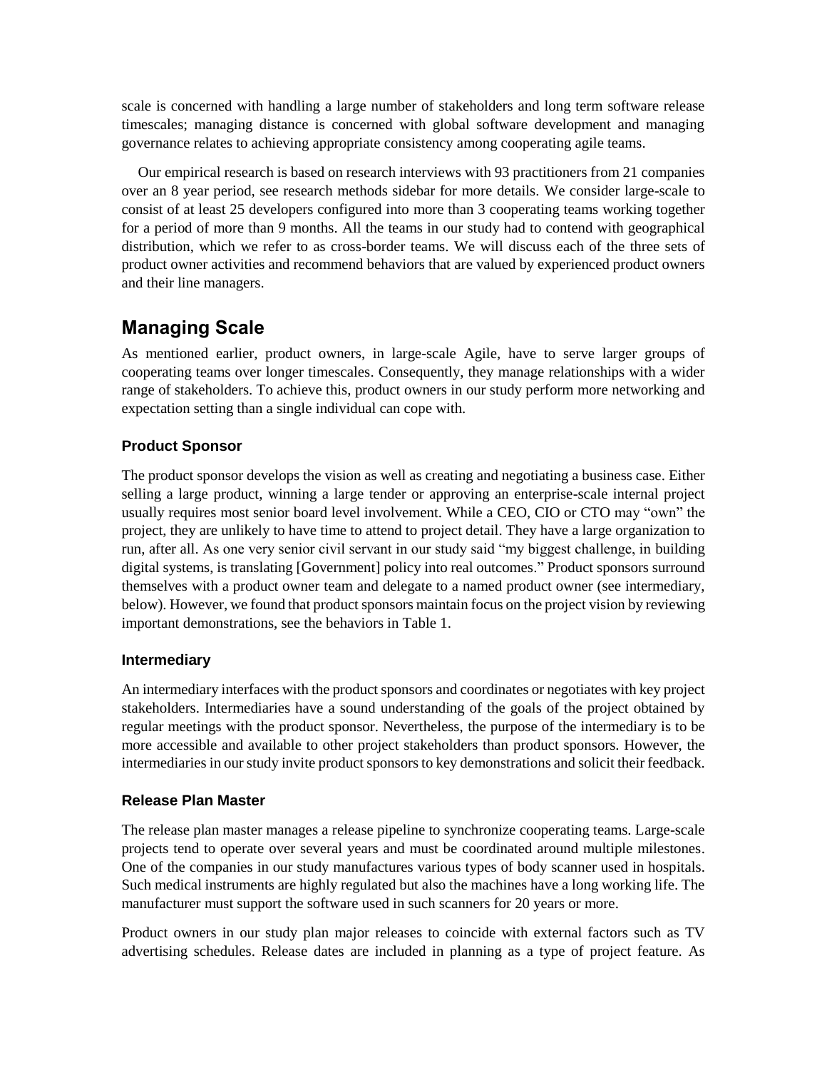scale is concerned with handling a large number of stakeholders and long term software release timescales; managing distance is concerned with global software development and managing governance relates to achieving appropriate consistency among cooperating agile teams.

Our empirical research is based on research interviews with 93 practitioners from 21 companies over an 8 year period, see research methods sidebar for more details. We consider large-scale to consist of at least 25 developers configured into more than 3 cooperating teams working together for a period of more than 9 months. All the teams in our study had to contend with geographical distribution, which we refer to as cross-border teams. We will discuss each of the three sets of product owner activities and recommend behaviors that are valued by experienced product owners and their line managers.

## Managing Scale

As mentioned earlier, product owners, in large-scale Agile, have to serve larger groups of cooperating teams over longer timescales. Consequently, they manage relationships with a wider range of stakeholders. To achieve this, product owners in our study perform more networking and expectation setting than a single individual can cope with.

### Product Sponsor

The product sponsor develops the vision as well as creating and negotiating a business case. Either selling a large product, winning a large tender or approving an enterprise-scale internal project usually requires most senior board level involvement. While a CEO, CIO or CTO may "own" the project, they are unlikely to have time to attend to project detail. They have a large organization to run, after all. As one very senior civil servant in our study said "my biggest challenge, in building digital systems, is translating [Government] policy into real outcomes." Product sponsors surround themselves with a product owner team and delegate to a named product owner (see intermediary, below). However, we found that product sponsors maintain focus on the project vision by reviewing important demonstrations, see the behaviors in Table 1.

### Intermediary

An intermediary interfaces with the product sponsors and coordinates or negotiates with key project stakeholders. Intermediaries have a sound understanding of the goals of the project obtained by regular meetings with the product sponsor. Nevertheless, the purpose of the intermediary is to be more accessible and available to other project stakeholders than product sponsors. However, the intermediaries in our study invite product sponsors to key demonstrations and solicit their feedback.

### Release Plan Master

The release plan master manages a release pipeline to synchronize cooperating teams. Large-scale projects tend to operate over several years and must be coordinated around multiple milestones. One of the companies in our study manufactures various types of body scanner used in hospitals. Such medical instruments are highly regulated but also the machines have a long working life. The manufacturer must support the software used in such scanners for 20 years or more.

Product owners in our study plan major releases to coincide with external factors such as TV advertising schedules. Release dates are included in planning as a type of project feature. As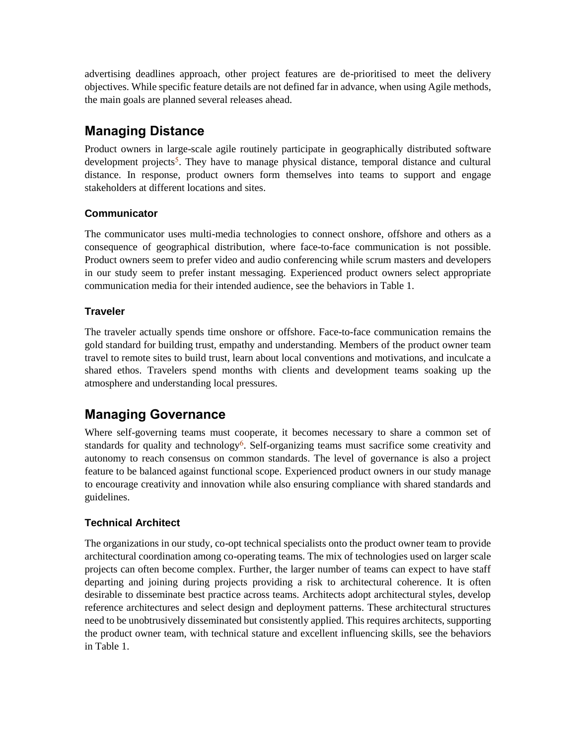advertising deadlines approach, other project features are de-prioritised to meet the delivery objectives. While specific feature details are not defined far in advance, when using Agile methods, the main goals are planned several releases ahead.

## Managing Distance

Product owners in large-scale agile routinely participate in geographically distributed software development projects[5]. They have to manage physical distance, temporal distance and cultural distance. In response, product owners form themselves into teams to support and engage stakeholders at different locations and sites.

### Communicator

The communicator uses multi-media technologies to connect onshore, offshore and others as a consequence of geographical distribution, where face-to-face communication is not possible. Product owners seem to prefer video and audio conferencing while scrum masters and developers in our study seem to prefer instant messaging. Experienced product owners select appropriate communication media for their intended audience, see the behaviors in Table 1.

### Traveler

The traveler actually spends time onshore or offshore. Face-to-face communication remains the gold standard for building trust, empathy and understanding. Members of the product owner team travel to remote sites to build trust, learn about local conventions and motivations, and inculcate a shared ethos. Travelers spend months with clients and development teams soaking up the atmosphere and understanding local pressures.

## Managing Governance

Where self-governing teams must cooperate, it becomes necessary to share a common set of standards for quality and technology[6]. Self-organizing teams must sacrifice some creativity and autonomy to reach consensus on common standards. The level of governance is also a project feature to be balanced against functional scope. Experienced product owners in our study manage to encourage creativity and innovation while also ensuring compliance with shared standards and guidelines.

### Technical Architect

The organizations in our study, co-opt technical specialists onto the product owner team to provide architectural coordination among co-operating teams. The mix of technologies used on larger scale projects can often become complex. Further, the larger number of teams can expect to have staff departing and joining during projects providing a risk to architectural coherence. It is often desirable to disseminate best practice across teams. Architects adopt architectural styles, develop reference architectures and select design and deployment patterns. These architectural structures need to be unobtrusively disseminated but consistently applied. This requires architects, supporting the product owner team, with technical stature and excellent influencing skills, see the behaviors in Table 1.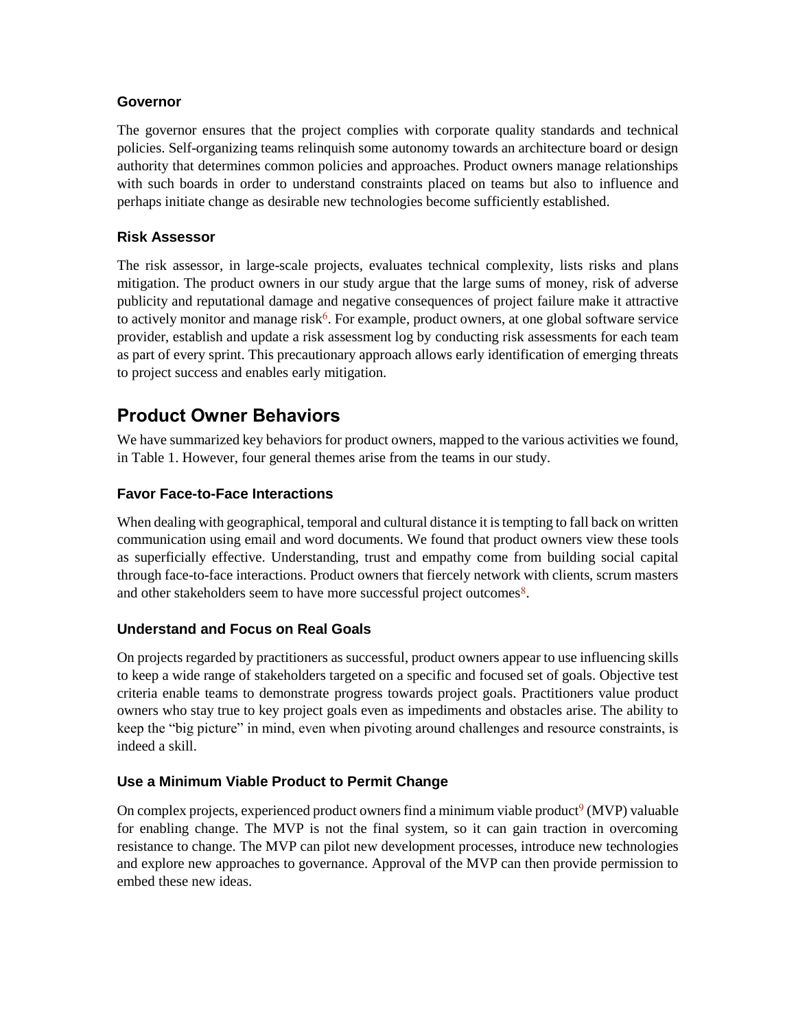### Governor

The governor ensures that the project complies with corporate quality standards and technical policies. Self-organizing teams relinquish some autonomy towards an architecture board or design authority that determines common policies and approaches. Product owners manage relationships with such boards in order to understand constraints placed on teams but also to influence and perhaps initiate change as desirable new technologies become sufficiently established.

### Risk Assessor

The risk assessor, in large-scale projects, evaluates technical complexity, lists risks and plans mitigation. The product owners in our study argue that the large sums of money, risk of adverse publicity and reputational damage and negative consequences of project failure make it attractive to actively monitor and manage risk[6]. For example, product owners, at one global software service provider, establish and update a risk assessment log by conducting risk assessments for each team as part of every sprint. This precautionary approach allows early identification of emerging threats to project success and enables early mitigation.

## Product Owner Behaviors

We have summarized key behaviors for product owners, mapped to the various activities we found, in Table 1. However, four general themes arise from the teams in our study.

### Favor Face-to-Face Interactions

When dealing with geographical, temporal and cultural distance it is tempting to fall back on written communication using email and word documents. We found that product owners view these tools as superficially effective. Understanding, trust and empathy come from building social capital through face-to-face interactions. Product owners that fiercely network with clients, scrum masters and other stakeholders seem to have more successful project outcomes[8].

### Understand and Focus on Real Goals

On projects regarded by practitioners as successful, product owners appear to use influencing skills to keep a wide range of stakeholders targeted on a specific and focused set of goals. Objective test criteria enable teams to demonstrate progress towards project goals. Practitioners value product owners who stay true to key project goals even as impediments and obstacles arise. The ability to keep the "big picture" in mind, even when pivoting around challenges and resource constraints, is indeed a skill.

### Use a Minimum Viable Product to Permit Change

On complex projects, experienced product owners find a minimum viable product[9] (MVP) valuable for enabling change. The MVP is not the final system, so it can gain traction in overcoming resistance to change. The MVP can pilot new development processes, introduce new technologies and explore new approaches to governance. Approval of the MVP can then provide permission to embed these new ideas.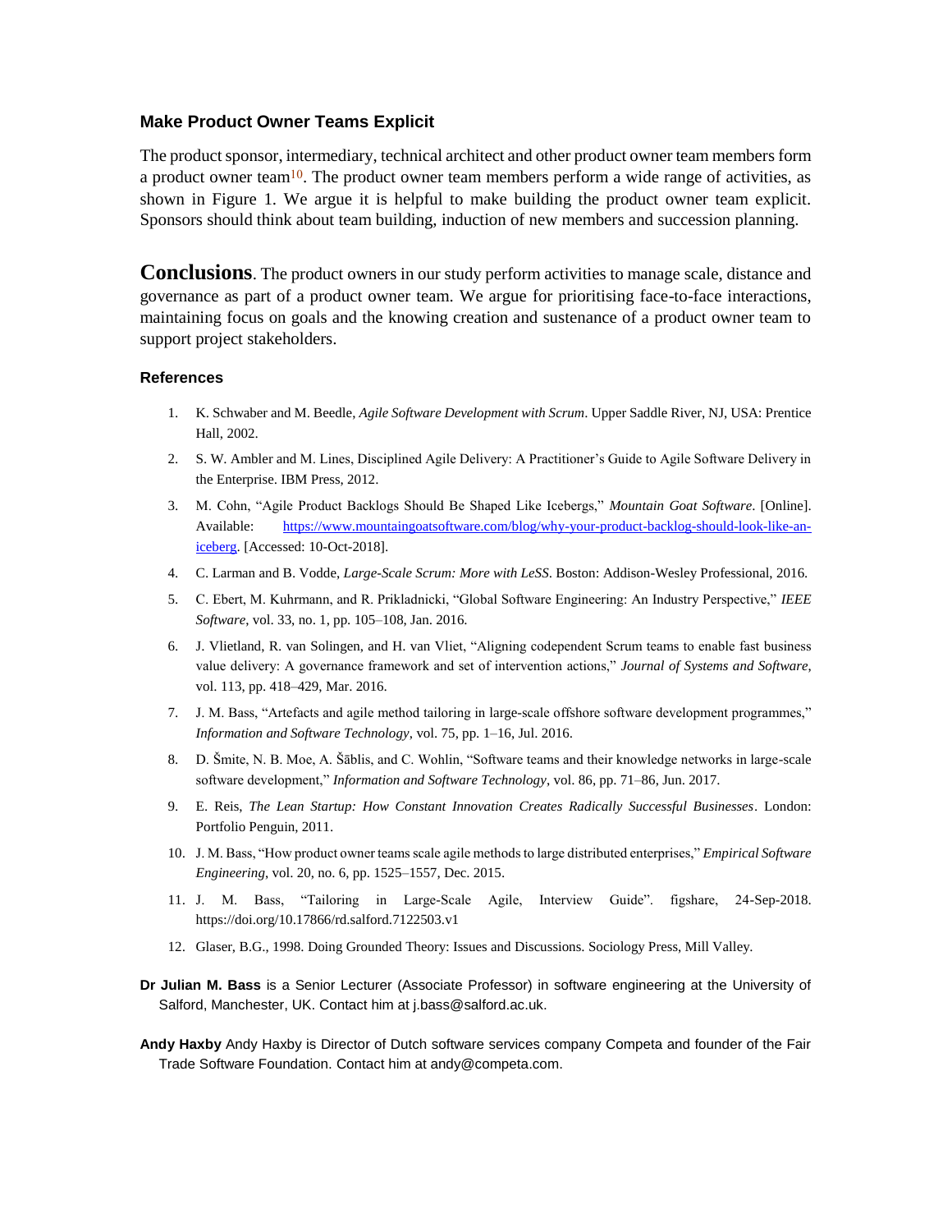### Make Product Owner Teams Explicit

The product sponsor, intermediary, technical architect and other product owner team members form a product owner team[10]. The product owner team members perform a wide range of activities, as shown in Figure 1. We argue it is helpful to make building the product owner team explicit. Sponsors should think about team building, induction of new members and succession planning.

**Conclusions**. The product owners in our study perform activities to manage scale, distance and governance as part of a product owner team. We argue for prioritising face-to-face interactions, maintaining focus on goals and the knowing creation and sustenance of a product owner team to support project stakeholders.

### References

1. K. Schwaber and M. Beedle, *Agile Software Development with Scrum*. Upper Saddle River, NJ, USA: Prentice Hall, 2002.
2. S. W. Ambler and M. Lines, Disciplined Agile Delivery: A Practitioner's Guide to Agile Software Delivery in the Enterprise. IBM Press, 2012.
3. M. Cohn, "Agile Product Backlogs Should Be Shaped Like Icebergs," *Mountain Goat Software*. [Online]. Available: https://www.mountaingoatsoftware.com/blog/why-your-product-backlog-should-look-like-an-iceberg. [Accessed: 10-Oct-2018].
4. C. Larman and B. Vodde, *Large-Scale Scrum: More with LeSS*. Boston: Addison-Wesley Professional, 2016.
5. C. Ebert, M. Kuhrmann, and R. Prikladnicki, "Global Software Engineering: An Industry Perspective," *IEEE Software*, vol. 33, no. 1, pp. 105–108, Jan. 2016.
6. J. Vlietland, R. van Solingen, and H. van Vliet, "Aligning codependent Scrum teams to enable fast business value delivery: A governance framework and set of intervention actions," *Journal of Systems and Software*, vol. 113, pp. 418–429, Mar. 2016.
7. J. M. Bass, "Artefacts and agile method tailoring in large-scale offshore software development programmes," *Information and Software Technology*, vol. 75, pp. 1–16, Jul. 2016.
8. D. Šmite, N. B. Moe, A. Šāblis, and C. Wohlin, "Software teams and their knowledge networks in large-scale software development," *Information and Software Technology*, vol. 86, pp. 71–86, Jun. 2017.
9. E. Reis, *The Lean Startup: How Constant Innovation Creates Radically Successful Businesses*. London: Portfolio Penguin, 2011.
10. J. M. Bass, "How product owner teams scale agile methods to large distributed enterprises," *Empirical Software Engineering*, vol. 20, no. 6, pp. 1525–1557, Dec. 2015.
11. J. M. Bass, "Tailoring in Large-Scale Agile, Interview Guide". figshare, 24-Sep-2018. https://doi.org/10.17866/rd.salford.7122503.v1
12. Glaser, B.G., 1998. Doing Grounded Theory: Issues and Discussions. Sociology Press, Mill Valley.

**Dr Julian M. Bass** is a Senior Lecturer (Associate Professor) in software engineering at the University of Salford, Manchester, UK. Contact him at j.bass@salford.ac.uk.

**Andy Haxby** Andy Haxby is Director of Dutch software services company Competa and founder of the Fair Trade Software Foundation. Contact him at andy@competa.com.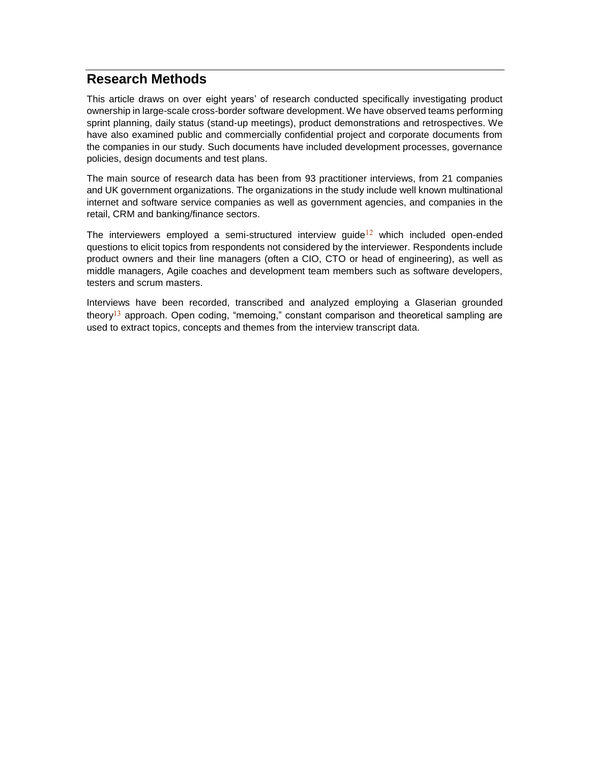## Research Methods

This article draws on over eight years' of research conducted specifically investigating product ownership in large-scale cross-border software development. We have observed teams performing sprint planning, daily status (stand-up meetings), product demonstrations and retrospectives. We have also examined public and commercially confidential project and corporate documents from the companies in our study. Such documents have included development processes, governance policies, design documents and test plans.

The main source of research data has been from 93 practitioner interviews, from 21 companies and UK government organizations. The organizations in the study include well known multinational internet and software service companies as well as government agencies, and companies in the retail, CRM and banking/finance sectors.

The interviewers employed a semi-structured interview guide[12] which included open-ended questions to elicit topics from respondents not considered by the interviewer. Respondents include product owners and their line managers (often a CIO, CTO or head of engineering), as well as middle managers, Agile coaches and development team members such as software developers, testers and scrum masters.

Interviews have been recorded, transcribed and analyzed employing a Glaserian grounded theory[13] approach. Open coding, "memoing," constant comparison and theoretical sampling are used to extract topics, concepts and themes from the interview transcript data.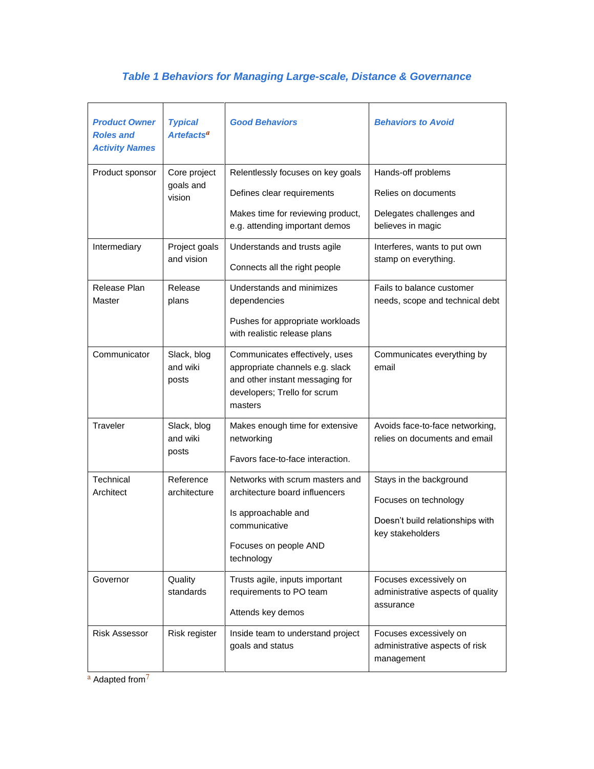### *Table 1 Behaviors for Managing Large-scale, Distance & Governance*

| *Product Owner Roles and Activity Names* | *Typical Artefacts*[a] | *Good Behaviors* | *Behaviors to Avoid* |
|---|---|---|---|
| Product sponsor | Core project goals and vision | Relentlessly focuses on key goals<br><br>Defines clear requirements<br><br>Makes time for reviewing product, e.g. attending important demos | Hands-off problems<br><br>Relies on documents<br><br>Delegates challenges and believes in magic |
| Intermediary | Project goals and vision | Understands and trusts agile<br><br>Connects all the right people | Interferes, wants to put own stamp on everything. |
| Release Plan Master | Release plans | Understands and minimizes dependencies<br><br>Pushes for appropriate workloads with realistic release plans | Fails to balance customer needs, scope and technical debt |
| Communicator | Slack, blog and wiki posts | Communicates effectively, uses appropriate channels e.g. slack and other instant messaging for developers; Trello for scrum masters | Communicates everything by email |
| Traveler | Slack, blog and wiki posts | Makes enough time for extensive networking<br><br>Favors face-to-face interaction. | Avoids face-to-face networking, relies on documents and email |
| Technical Architect | Reference architecture | Networks with scrum masters and architecture board influencers<br><br>Is approachable and communicative<br><br>Focuses on people AND technology | Stays in the background<br><br>Focuses on technology<br><br>Doesn't build relationships with key stakeholders |
| Governor | Quality standards | Trusts agile, inputs important requirements to PO team<br><br>Attends key demos | Focuses excessively on administrative aspects of quality assurance |
| Risk Assessor | Risk register | Inside team to understand project goals and status | Focuses excessively on administrative aspects of risk management |

[a] Adapted from[7]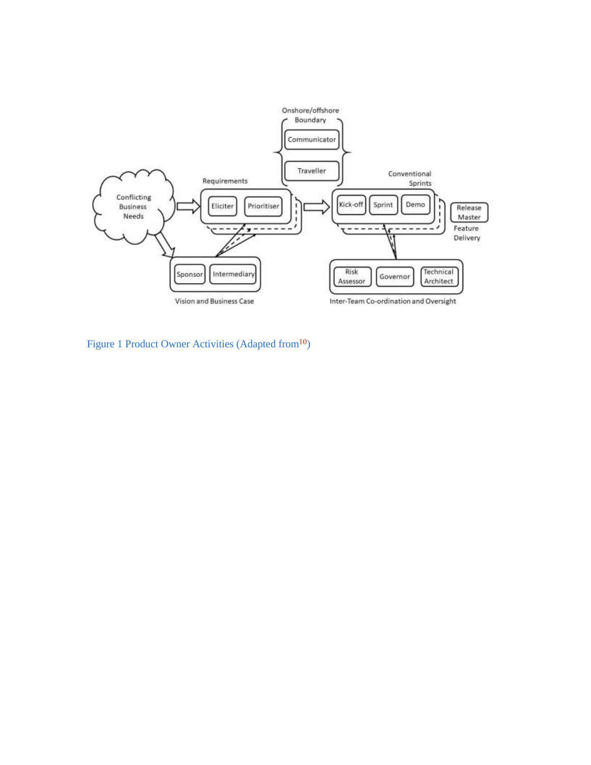Onshore/offshore Boundary

Communicator

Traveller

Conflicting Business Needs

Requirements

Eliciter

Prioritiser

Conventional Sprints

Kick-off

Sprint

Demo

Release Master

Feature Delivery

Sponsor

Intermediary

Vision and Business Case

Risk Assessor

Governor

Technical Architect

Inter-Team Co-ordination and Oversight

Figure 1 Product Owner Activities (Adapted from[10])